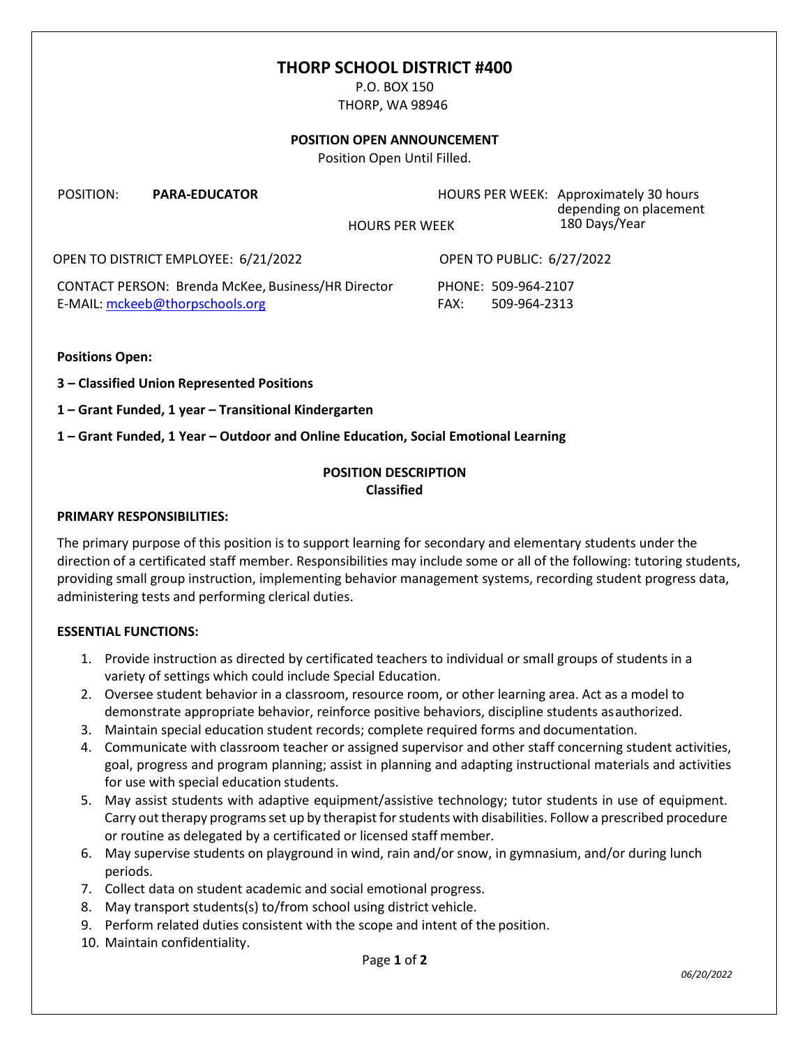# THORP SCHOOL DISTRICT #400

P.O. BOX 150
THORP, WA 98946

**POSITION OPEN ANNOUNCEMENT**

Position Open Until Filled.

POSITION: **PARA-EDUCATOR**

HOURS PER WEEK: Approximately 30 hours depending on placement
180 Days/Year

HOURS PER WEEK

OPEN TO DISTRICT EMPLOYEE: 6/21/2022

OPEN TO PUBLIC: 6/27/2022

CONTACT PERSON: Brenda McKee, Business/HR Director
E-MAIL: mckeeb@thorpschools.org

PHONE: 509-964-2107
FAX: 509-964-2313

**Positions Open:**

**3 – Classified Union Represented Positions**

**1 – Grant Funded, 1 year – Transitional Kindergarten**

**1 – Grant Funded, 1 Year – Outdoor and Online Education, Social Emotional Learning**

**POSITION DESCRIPTION**
**Classified**

**PRIMARY RESPONSIBILITIES:**

The primary purpose of this position is to support learning for secondary and elementary students under the direction of a certificated staff member. Responsibilities may include some or all of the following: tutoring students, providing small group instruction, implementing behavior management systems, recording student progress data, administering tests and performing clerical duties.

**ESSENTIAL FUNCTIONS:**

1. Provide instruction as directed by certificated teachers to individual or small groups of students in a variety of settings which could include Special Education.
2. Oversee student behavior in a classroom, resource room, or other learning area. Act as a model to demonstrate appropriate behavior, reinforce positive behaviors, discipline students as authorized.
3. Maintain special education student records; complete required forms and documentation.
4. Communicate with classroom teacher or assigned supervisor and other staff concerning student activities, goal, progress and program planning; assist in planning and adapting instructional materials and activities for use with special education students.
5. May assist students with adaptive equipment/assistive technology; tutor students in use of equipment. Carry out therapy programs set up by therapist for students with disabilities. Follow a prescribed procedure or routine as delegated by a certificated or licensed staff member.
6. May supervise students on playground in wind, rain and/or snow, in gymnasium, and/or during lunch periods.
7. Collect data on student academic and social emotional progress.
8. May transport students(s) to/from school using district vehicle.
9. Perform related duties consistent with the scope and intent of the position.
10. Maintain confidentiality.

*06/20/2022*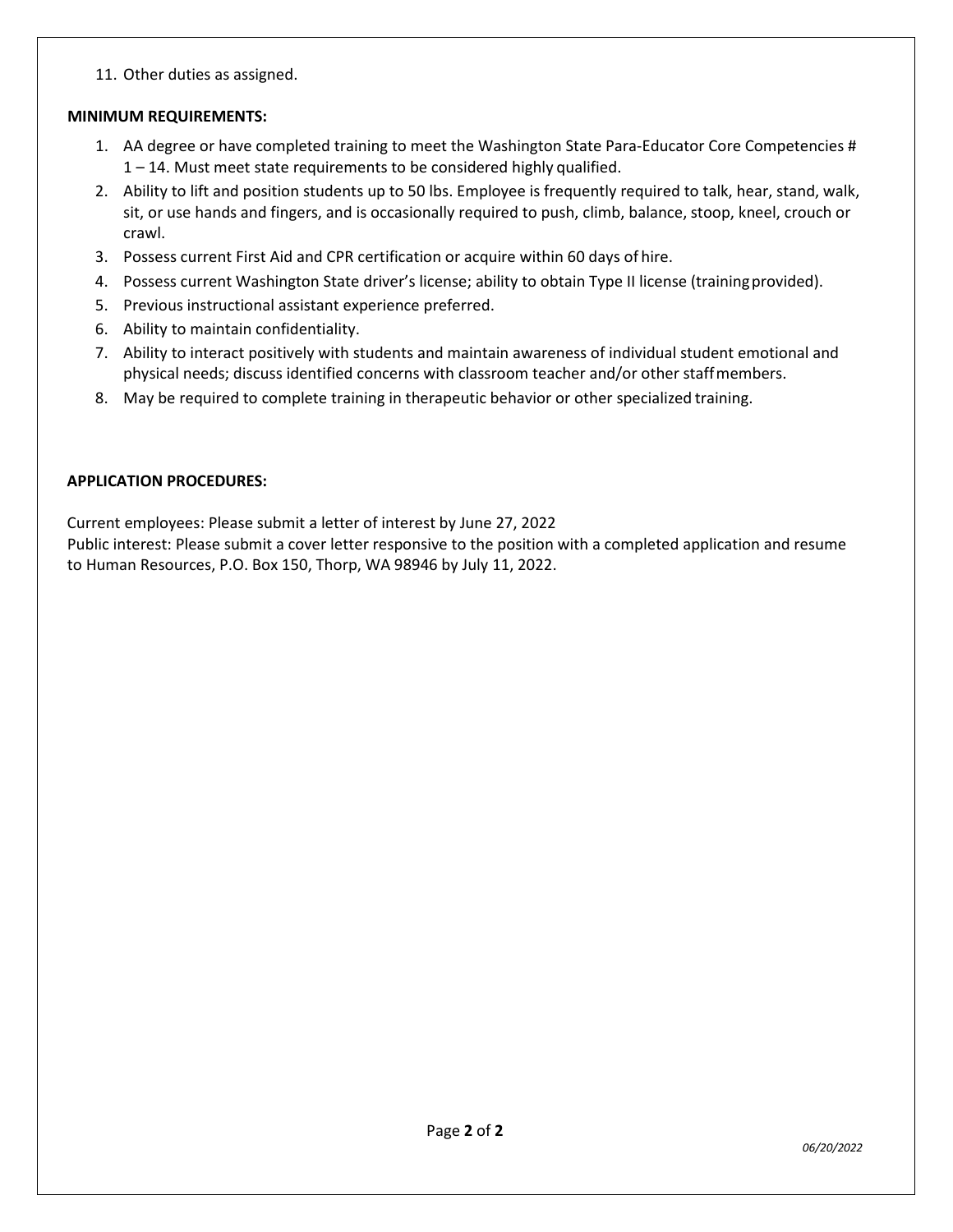11. Other duties as assigned.

**MINIMUM REQUIREMENTS:**

1. AA degree or have completed training to meet the Washington State Para-Educator Core Competencies # 1 – 14. Must meet state requirements to be considered highly qualified.
2. Ability to lift and position students up to 50 lbs. Employee is frequently required to talk, hear, stand, walk, sit, or use hands and fingers, and is occasionally required to push, climb, balance, stoop, kneel, crouch or crawl.
3. Possess current First Aid and CPR certification or acquire within 60 days of hire.
4. Possess current Washington State driver's license; ability to obtain Type II license (training provided).
5. Previous instructional assistant experience preferred.
6. Ability to maintain confidentiality.
7. Ability to interact positively with students and maintain awareness of individual student emotional and physical needs; discuss identified concerns with classroom teacher and/or other staff members.
8. May be required to complete training in therapeutic behavior or other specialized training.

**APPLICATION PROCEDURES:**

Current employees: Please submit a letter of interest by June 27, 2022
Public interest: Please submit a cover letter responsive to the position with a completed application and resume to Human Resources, P.O. Box 150, Thorp, WA 98946 by July 11, 2022.

*06/20/2022*